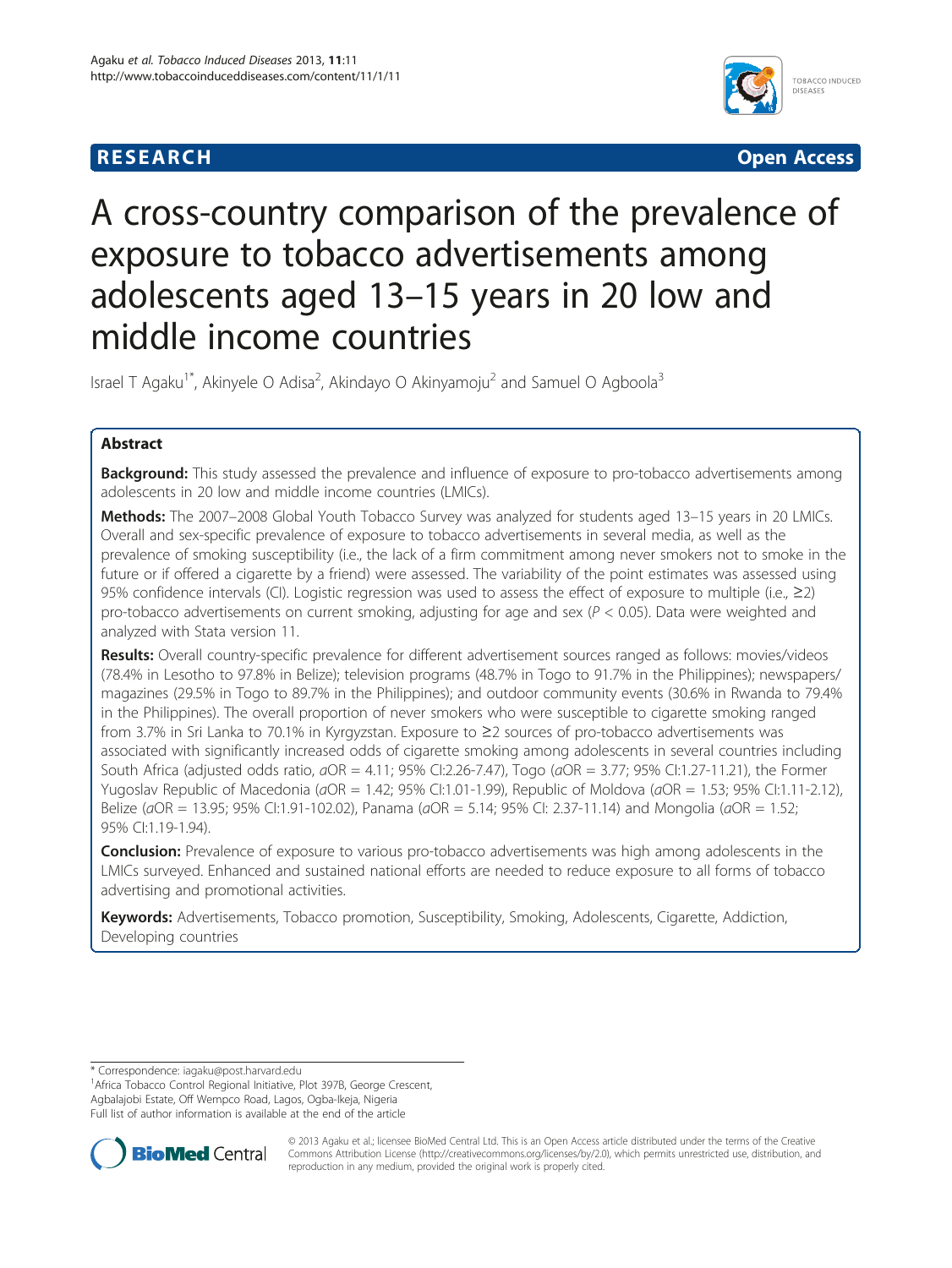RESEARCH **Open Access**

# A cross-country comparison of the prevalence of exposure to tobacco advertisements among adolescents aged 13–15 years in 20 low and middle income countries

Israel T Agaku[1*], Akinyele O Adisa[2], Akindayo O Akinyamoju[2] and Samuel O Agboola[3]

## Abstract

**Background:** This study assessed the prevalence and influence of exposure to pro-tobacco advertisements among adolescents in 20 low and middle income countries (LMICs).

**Methods:** The 2007–2008 Global Youth Tobacco Survey was analyzed for students aged 13–15 years in 20 LMICs. Overall and sex-specific prevalence of exposure to tobacco advertisements in several media, as well as the prevalence of smoking susceptibility (i.e., the lack of a firm commitment among never smokers not to smoke in the future or if offered a cigarette by a friend) were assessed. The variability of the point estimates was assessed using 95% confidence intervals (CI). Logistic regression was used to assess the effect of exposure to multiple (i.e., ≥2) pro-tobacco advertisements on current smoking, adjusting for age and sex ($P < 0.05$). Data were weighted and analyzed with Stata version 11.

**Results:** Overall country-specific prevalence for different advertisement sources ranged as follows: movies/videos (78.4% in Lesotho to 97.8% in Belize); television programs (48.7% in Togo to 91.7% in the Philippines); newspapers/magazines (29.5% in Togo to 89.7% in the Philippines); and outdoor community events (30.6% in Rwanda to 79.4% in the Philippines). The overall proportion of never smokers who were susceptible to cigarette smoking ranged from 3.7% in Sri Lanka to 70.1% in Kyrgyzstan. Exposure to ≥2 sources of pro-tobacco advertisements was associated with significantly increased odds of cigarette smoking among adolescents in several countries including South Africa (adjusted odds ratio, *a*OR = 4.11; 95% CI:2.26-7.47), Togo (*a*OR = 3.77; 95% CI:1.27-11.21), the Former Yugoslav Republic of Macedonia (*a*OR = 1.42; 95% CI:1.01-1.99), Republic of Moldova (*a*OR = 1.53; 95% CI:1.11-2.12), Belize (*a*OR = 13.95; 95% CI:1.91-102.02), Panama (*a*OR = 5.14; 95% CI: 2.37-11.14) and Mongolia (*a*OR = 1.52; 95% CI:1.19-1.94).

**Conclusion:** Prevalence of exposure to various pro-tobacco advertisements was high among adolescents in the LMICs surveyed. Enhanced and sustained national efforts are needed to reduce exposure to all forms of tobacco advertising and promotional activities.

**Keywords:** Advertisements, Tobacco promotion, Susceptibility, Smoking, Adolescents, Cigarette, Addiction, Developing countries

\* Correspondence: iagaku@post.harvard.edu
[1]Africa Tobacco Control Regional Initiative, Plot 397B, George Crescent, Agbalajobi Estate, Off Wempco Road, Lagos, Ogba-Ikeja, Nigeria
Full list of author information is available at the end of the article

© 2013 Agaku et al.; licensee BioMed Central Ltd. This is an Open Access article distributed under the terms of the Creative Commons Attribution License (http://creativecommons.org/licenses/by/2.0), which permits unrestricted use, distribution, and reproduction in any medium, provided the original work is properly cited.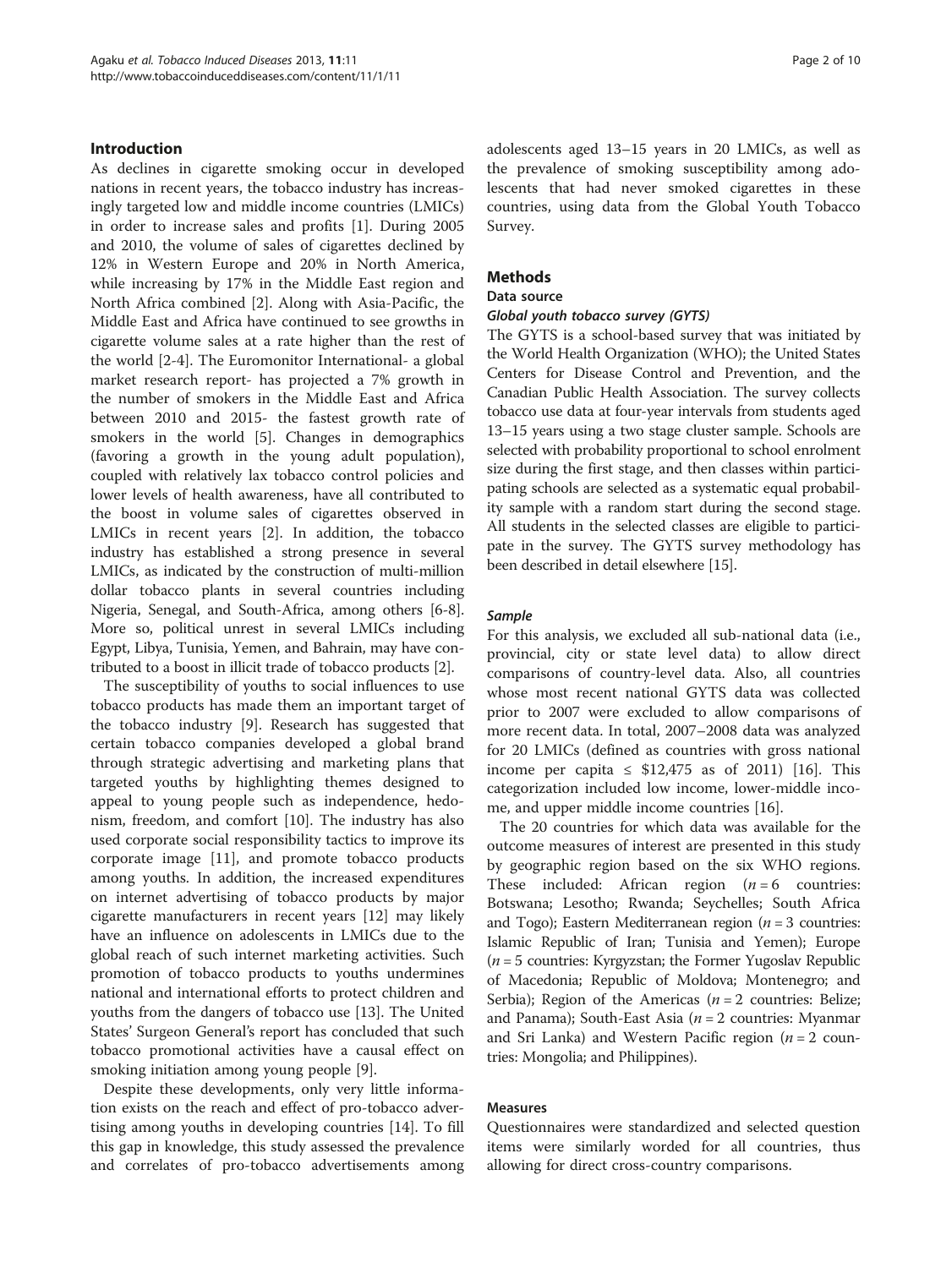## Introduction

As declines in cigarette smoking occur in developed nations in recent years, the tobacco industry has increasingly targeted low and middle income countries (LMICs) in order to increase sales and profits [1]. During 2005 and 2010, the volume of sales of cigarettes declined by 12% in Western Europe and 20% in North America, while increasing by 17% in the Middle East region and North Africa combined [2]. Along with Asia-Pacific, the Middle East and Africa have continued to see growths in cigarette volume sales at a rate higher than the rest of the world [2-4]. The Euromonitor International- a global market research report- has projected a 7% growth in the number of smokers in the Middle East and Africa between 2010 and 2015- the fastest growth rate of smokers in the world [5]. Changes in demographics (favoring a growth in the young adult population), coupled with relatively lax tobacco control policies and lower levels of health awareness, have all contributed to the boost in volume sales of cigarettes observed in LMICs in recent years [2]. In addition, the tobacco industry has established a strong presence in several LMICs, as indicated by the construction of multi-million dollar tobacco plants in several countries including Nigeria, Senegal, and South-Africa, among others [6-8]. More so, political unrest in several LMICs including Egypt, Libya, Tunisia, Yemen, and Bahrain, may have contributed to a boost in illicit trade of tobacco products [2].

The susceptibility of youths to social influences to use tobacco products has made them an important target of the tobacco industry [9]. Research has suggested that certain tobacco companies developed a global brand through strategic advertising and marketing plans that targeted youths by highlighting themes designed to appeal to young people such as independence, hedonism, freedom, and comfort [10]. The industry has also used corporate social responsibility tactics to improve its corporate image [11], and promote tobacco products among youths. In addition, the increased expenditures on internet advertising of tobacco products by major cigarette manufacturers in recent years [12] may likely have an influence on adolescents in LMICs due to the global reach of such internet marketing activities. Such promotion of tobacco products to youths undermines national and international efforts to protect children and youths from the dangers of tobacco use [13]. The United States' Surgeon General's report has concluded that such tobacco promotional activities have a causal effect on smoking initiation among young people [9].

Despite these developments, only very little information exists on the reach and effect of pro-tobacco advertising among youths in developing countries [14]. To fill this gap in knowledge, this study assessed the prevalence and correlates of pro-tobacco advertisements among adolescents aged 13–15 years in 20 LMICs, as well as the prevalence of smoking susceptibility among adolescents that had never smoked cigarettes in these countries, using data from the Global Youth Tobacco Survey.

## Methods

### Data source

#### *Global youth tobacco survey (GYTS)*

The GYTS is a school-based survey that was initiated by the World Health Organization (WHO); the United States Centers for Disease Control and Prevention, and the Canadian Public Health Association. The survey collects tobacco use data at four-year intervals from students aged 13–15 years using a two stage cluster sample. Schools are selected with probability proportional to school enrolment size during the first stage, and then classes within participating schools are selected as a systematic equal probability sample with a random start during the second stage. All students in the selected classes are eligible to participate in the survey. The GYTS survey methodology has been described in detail elsewhere [15].

#### *Sample*

For this analysis, we excluded all sub-national data (i.e., provincial, city or state level data) to allow direct comparisons of country-level data. Also, all countries whose most recent national GYTS data was collected prior to 2007 were excluded to allow comparisons of more recent data. In total, 2007–2008 data was analyzed for 20 LMICs (defined as countries with gross national income per capita ≤ $12,475 as of 2011) [16]. This categorization included low income, lower-middle income, and upper middle income countries [16].

The 20 countries for which data was available for the outcome measures of interest are presented in this study by geographic region based on the six WHO regions. These included: African region (*n* = 6 countries: Botswana; Lesotho; Rwanda; Seychelles; South Africa and Togo); Eastern Mediterranean region (*n* = 3 countries: Islamic Republic of Iran; Tunisia and Yemen); Europe (*n* = 5 countries: Kyrgyzstan; the Former Yugoslav Republic of Macedonia; Republic of Moldova; Montenegro; and Serbia); Region of the Americas (*n* = 2 countries: Belize; and Panama); South-East Asia (*n* = 2 countries: Myanmar and Sri Lanka) and Western Pacific region (*n* = 2 countries: Mongolia; and Philippines).

### Measures

Questionnaires were standardized and selected question items were similarly worded for all countries, thus allowing for direct cross-country comparisons.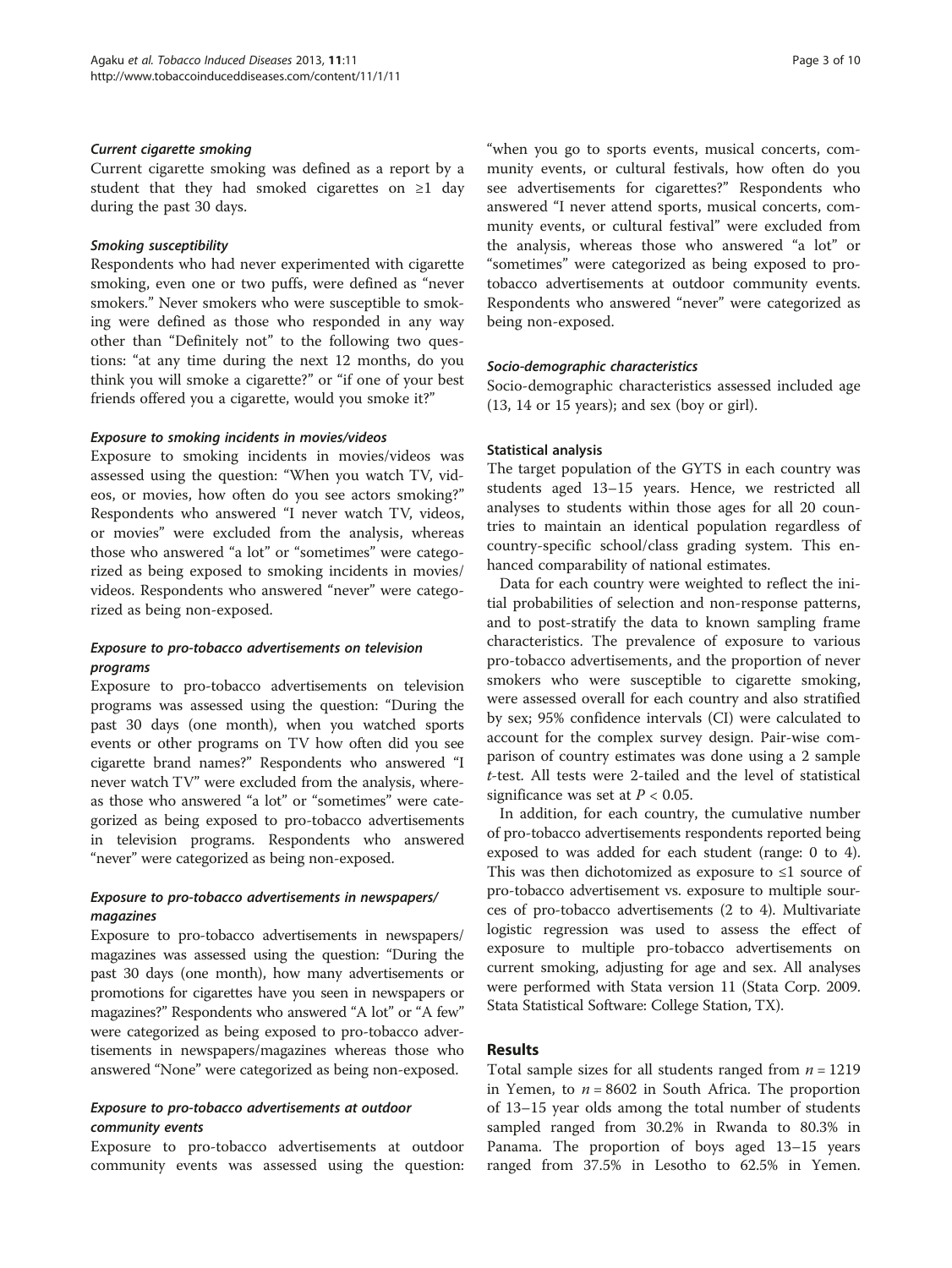#### *Current cigarette smoking*

Current cigarette smoking was defined as a report by a student that they had smoked cigarettes on ≥1 day during the past 30 days.

#### *Smoking susceptibility*

Respondents who had never experimented with cigarette smoking, even one or two puffs, were defined as "never smokers." Never smokers who were susceptible to smoking were defined as those who responded in any way other than "Definitely not" to the following two questions: "at any time during the next 12 months, do you think you will smoke a cigarette?" or "if one of your best friends offered you a cigarette, would you smoke it?"

#### *Exposure to smoking incidents in movies/videos*

Exposure to smoking incidents in movies/videos was assessed using the question: "When you watch TV, videos, or movies, how often do you see actors smoking?" Respondents who answered "I never watch TV, videos, or movies" were excluded from the analysis, whereas those who answered "a lot" or "sometimes" were categorized as being exposed to smoking incidents in movies/videos. Respondents who answered "never" were categorized as being non-exposed.

#### *Exposure to pro-tobacco advertisements on television programs*

Exposure to pro-tobacco advertisements on television programs was assessed using the question: "During the past 30 days (one month), when you watched sports events or other programs on TV how often did you see cigarette brand names?" Respondents who answered "I never watch TV" were excluded from the analysis, whereas those who answered "a lot" or "sometimes" were categorized as being exposed to pro-tobacco advertisements in television programs. Respondents who answered "never" were categorized as being non-exposed.

#### *Exposure to pro-tobacco advertisements in newspapers/magazines*

Exposure to pro-tobacco advertisements in newspapers/magazines was assessed using the question: "During the past 30 days (one month), how many advertisements or promotions for cigarettes have you seen in newspapers or magazines?" Respondents who answered "A lot" or "A few" were categorized as being exposed to pro-tobacco advertisements in newspapers/magazines whereas those who answered "None" were categorized as being non-exposed.

#### *Exposure to pro-tobacco advertisements at outdoor community events*

Exposure to pro-tobacco advertisements at outdoor community events was assessed using the question: "when you go to sports events, musical concerts, community events, or cultural festivals, how often do you see advertisements for cigarettes?" Respondents who answered "I never attend sports, musical concerts, community events, or cultural festival" were excluded from the analysis, whereas those who answered "a lot" or "sometimes" were categorized as being exposed to pro-tobacco advertisements at outdoor community events. Respondents who answered "never" were categorized as being non-exposed.

#### *Socio-demographic characteristics*

Socio-demographic characteristics assessed included age (13, 14 or 15 years); and sex (boy or girl).

### Statistical analysis

The target population of the GYTS in each country was students aged 13–15 years. Hence, we restricted all analyses to students within those ages for all 20 countries to maintain an identical population regardless of country-specific school/class grading system. This enhanced comparability of national estimates.

Data for each country were weighted to reflect the initial probabilities of selection and non-response patterns, and to post-stratify the data to known sampling frame characteristics. The prevalence of exposure to various pro-tobacco advertisements, and the proportion of never smokers who were susceptible to cigarette smoking, were assessed overall for each country and also stratified by sex; 95% confidence intervals (CI) were calculated to account for the complex survey design. Pair-wise comparison of country estimates was done using a 2 sample *t*-test. All tests were 2-tailed and the level of statistical significance was set at $P < 0.05$.

In addition, for each country, the cumulative number of pro-tobacco advertisements respondents reported being exposed to was added for each student (range: 0 to 4). This was then dichotomized as exposure to ≤1 source of pro-tobacco advertisement vs. exposure to multiple sources of pro-tobacco advertisements (2 to 4). Multivariate logistic regression was used to assess the effect of exposure to multiple pro-tobacco advertisements on current smoking, adjusting for age and sex. All analyses were performed with Stata version 11 (Stata Corp. 2009. Stata Statistical Software: College Station, TX).

## Results

Total sample sizes for all students ranged from $n = 1219$ in Yemen, to $n = 8602$ in South Africa. The proportion of 13–15 year olds among the total number of students sampled ranged from 30.2% in Rwanda to 80.3% in Panama. The proportion of boys aged 13–15 years ranged from 37.5% in Lesotho to 62.5% in Yemen.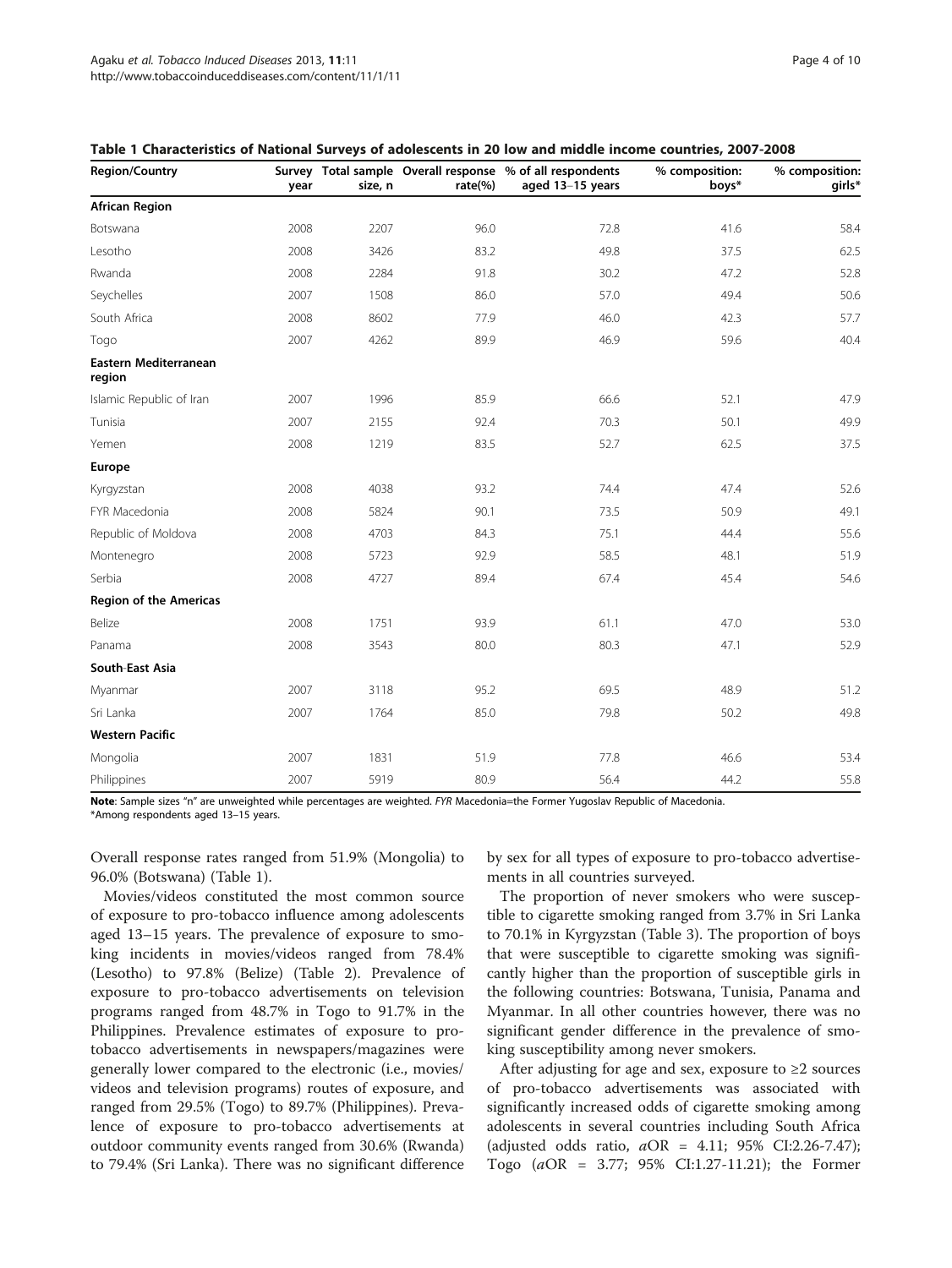**Table 1 Characteristics of National Surveys of adolescents in 20 low and middle income countries, 2007-2008**

| Region/Country | Survey year | Total sample size, n | Overall response rate(%) | % of all respondents aged 13–15 years | % composition: boys* | % composition: girls* |
|---|---|---|---|---|---|---|
| **African Region** | | | | | | |
| Botswana | 2008 | 2207 | 96.0 | 72.8 | 41.6 | 58.4 |
| Lesotho | 2008 | 3426 | 83.2 | 49.8 | 37.5 | 62.5 |
| Rwanda | 2008 | 2284 | 91.8 | 30.2 | 47.2 | 52.8 |
| Seychelles | 2007 | 1508 | 86.0 | 57.0 | 49.4 | 50.6 |
| South Africa | 2008 | 8602 | 77.9 | 46.0 | 42.3 | 57.7 |
| Togo | 2007 | 4262 | 89.9 | 46.9 | 59.6 | 40.4 |
| **Eastern Mediterranean region** | | | | | | |
| Islamic Republic of Iran | 2007 | 1996 | 85.9 | 66.6 | 52.1 | 47.9 |
| Tunisia | 2007 | 2155 | 92.4 | 70.3 | 50.1 | 49.9 |
| Yemen | 2008 | 1219 | 83.5 | 52.7 | 62.5 | 37.5 |
| **Europe** | | | | | | |
| Kyrgyzstan | 2008 | 4038 | 93.2 | 74.4 | 47.4 | 52.6 |
| FYR Macedonia | 2008 | 5824 | 90.1 | 73.5 | 50.9 | 49.1 |
| Republic of Moldova | 2008 | 4703 | 84.3 | 75.1 | 44.4 | 55.6 |
| Montenegro | 2008 | 5723 | 92.9 | 58.5 | 48.1 | 51.9 |
| Serbia | 2008 | 4727 | 89.4 | 67.4 | 45.4 | 54.6 |
| **Region of the Americas** | | | | | | |
| Belize | 2008 | 1751 | 93.9 | 61.1 | 47.0 | 53.0 |
| Panama | 2008 | 3543 | 80.0 | 80.3 | 47.1 | 52.9 |
| **South-East Asia** | | | | | | |
| Myanmar | 2007 | 3118 | 95.2 | 69.5 | 48.9 | 51.2 |
| Sri Lanka | 2007 | 1764 | 85.0 | 79.8 | 50.2 | 49.8 |
| **Western Pacific** | | | | | | |
| Mongolia | 2007 | 1831 | 51.9 | 77.8 | 46.6 | 53.4 |
| Philippines | 2007 | 5919 | 80.9 | 56.4 | 44.2 | 55.8 |

**Note**: Sample sizes "n" are unweighted while percentages are weighted. *FYR* Macedonia=the Former Yugoslav Republic of Macedonia.
*Among respondents aged 13–15 years.

Overall response rates ranged from 51.9% (Mongolia) to 96.0% (Botswana) (Table 1).

Movies/videos constituted the most common source of exposure to pro-tobacco influence among adolescents aged 13–15 years. The prevalence of exposure to smoking incidents in movies/videos ranged from 78.4% (Lesotho) to 97.8% (Belize) (Table 2). Prevalence of exposure to pro-tobacco advertisements on television programs ranged from 48.7% in Togo to 91.7% in the Philippines. Prevalence estimates of exposure to pro-tobacco advertisements in newspapers/magazines were generally lower compared to the electronic (i.e., movies/videos and television programs) routes of exposure, and ranged from 29.5% (Togo) to 89.7% (Philippines). Prevalence of exposure to pro-tobacco advertisements at outdoor community events ranged from 30.6% (Rwanda) to 79.4% (Sri Lanka). There was no significant difference by sex for all types of exposure to pro-tobacco advertisements in all countries surveyed.

The proportion of never smokers who were susceptible to cigarette smoking ranged from 3.7% in Sri Lanka to 70.1% in Kyrgyzstan (Table 3). The proportion of boys that were susceptible to cigarette smoking was significantly higher than the proportion of susceptible girls in the following countries: Botswana, Tunisia, Panama and Myanmar. In all other countries however, there was no significant gender difference in the prevalence of smoking susceptibility among never smokers.

After adjusting for age and sex, exposure to ≥2 sources of pro-tobacco advertisements was associated with significantly increased odds of cigarette smoking among adolescents in several countries including South Africa (adjusted odds ratio, *a*OR = 4.11; 95% CI:2.26-7.47); Togo (*a*OR = 3.77; 95% CI:1.27-11.21); the Former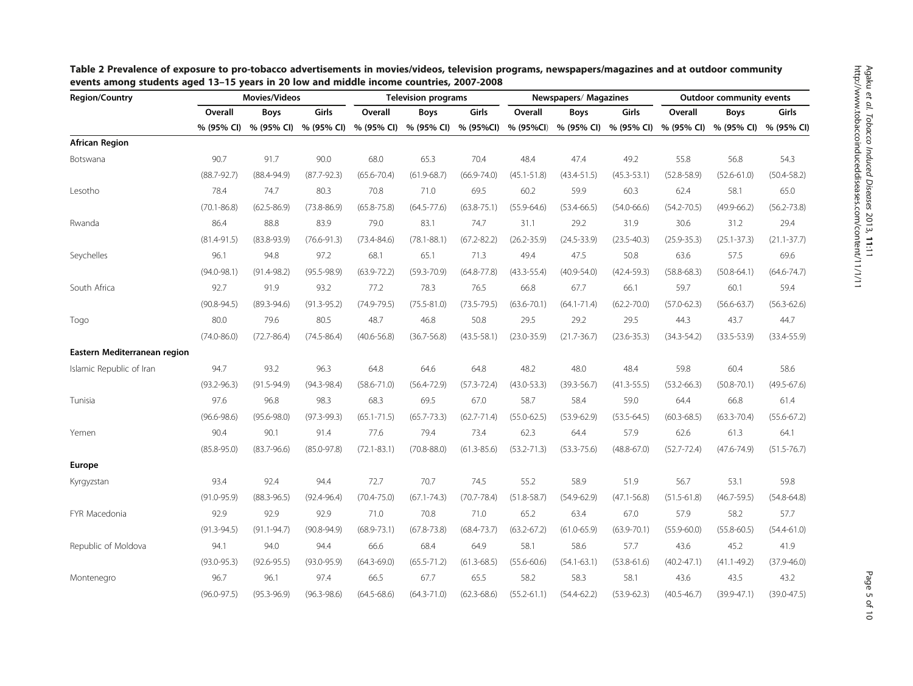**Table 2 Prevalence of exposure to pro-tobacco advertisements in movies/videos, television programs, newspapers/magazines and at outdoor community events among students aged 13–15 years in 20 low and middle income countries, 2007-2008**

| Region/Country | Movies/Videos | | | Television programs | | | Newspapers/ Magazines | | | Outdoor community events | | |
|---|---|---|---|---|---|---|---|---|---|---|---|---|
| | Overall | Boys | Girls | Overall | Boys | Girls | Overall | Boys | Girls | Overall | Boys | Girls |
| | % (95% CI) | % (95% CI) | % (95% CI) | % (95% CI) | % (95% CI) | % (95%CI) | % (95%CI) | % (95% CI) | % (95% CI) | % (95% CI) | % (95% CI) | % (95% CI) |
| **African Region** | | | | | | | | | | | | |
| Botswana | 90.7 | 91.7 | 90.0 | 68.0 | 65.3 | 70.4 | 48.4 | 47.4 | 49.2 | 55.8 | 56.8 | 54.3 |
| | (88.7-92.7) | (88.4-94.9) | (87.7-92.3) | (65.6-70.4) | (61.9-68.7) | (66.9-74.0) | (45.1-51.8) | (43.4-51.5) | (45.3-53.1) | (52.8-58.9) | (52.6-61.0) | (50.4-58.2) |
| Lesotho | 78.4 | 74.7 | 80.3 | 70.8 | 71.0 | 69.5 | 60.2 | 59.9 | 60.3 | 62.4 | 58.1 | 65.0 |
| | (70.1-86.8) | (62.5-86.9) | (73.8-86.9) | (65.8-75.8) | (64.5-77.6) | (63.8-75.1) | (55.9-64.6) | (53.4-66.5) | (54.0-66.6) | (54.2-70.5) | (49.9-66.2) | (56.2-73.8) |
| Rwanda | 86.4 | 88.8 | 83.9 | 79.0 | 83.1 | 74.7 | 31.1 | 29.2 | 31.9 | 30.6 | 31.2 | 29.4 |
| | (81.4-91.5) | (83.8-93.9) | (76.6-91.3) | (73.4-84.6) | (78.1-88.1) | (67.2-82.2) | (26.2-35.9) | (24.5-33.9) | (23.5-40.3) | (25.9-35.3) | (25.1-37.3) | (21.1-37.7) |
| Seychelles | 96.1 | 94.8 | 97.2 | 68.1 | 65.1 | 71.3 | 49.4 | 47.5 | 50.8 | 63.6 | 57.5 | 69.6 |
| | (94.0-98.1) | (91.4-98.2) | (95.5-98.9) | (63.9-72.2) | (59.3-70.9) | (64.8-77.8) | (43.3-55.4) | (40.9-54.0) | (42.4-59.3) | (58.8-68.3) | (50.8-64.1) | (64.6-74.7) |
| South Africa | 92.7 | 91.9 | 93.2 | 77.2 | 78.3 | 76.5 | 66.8 | 67.7 | 66.1 | 59.7 | 60.1 | 59.4 |
| | (90.8-94.5) | (89.3-94.6) | (91.3-95.2) | (74.9-79.5) | (75.5-81.0) | (73.5-79.5) | (63.6-70.1) | (64.1-71.4) | (62.2-70.0) | (57.0-62.3) | (56.6-63.7) | (56.3-62.6) |
| Togo | 80.0 | 79.6 | 80.5 | 48.7 | 46.8 | 50.8 | 29.5 | 29.2 | 29.5 | 44.3 | 43.7 | 44.7 |
| | (74.0-86.0) | (72.7-86.4) | (74.5-86.4) | (40.6-56.8) | (36.7-56.8) | (43.5-58.1) | (23.0-35.9) | (21.7-36.7) | (23.6-35.3) | (34.3-54.2) | (33.5-53.9) | (33.4-55.9) |
| **Eastern Mediterranean region** | | | | | | | | | | | | |
| Islamic Republic of Iran | 94.7 | 93.2 | 96.3 | 64.8 | 64.6 | 64.8 | 48.2 | 48.0 | 48.4 | 59.8 | 60.4 | 58.6 |
| | (93.2-96.3) | (91.5-94.9) | (94.3-98.4) | (58.6-71.0) | (56.4-72.9) | (57.3-72.4) | (43.0-53.3) | (39.3-56.7) | (41.3-55.5) | (53.2-66.3) | (50.8-70.1) | (49.5-67.6) |
| Tunisia | 97.6 | 96.8 | 98.3 | 68.3 | 69.5 | 67.0 | 58.7 | 58.4 | 59.0 | 64.4 | 66.8 | 61.4 |
| | (96.6-98.6) | (95.6-98.0) | (97.3-99.3) | (65.1-71.5) | (65.7-73.3) | (62.7-71.4) | (55.0-62.5) | (53.9-62.9) | (53.5-64.5) | (60.3-68.5) | (63.3-70.4) | (55.6-67.2) |
| Yemen | 90.4 | 90.1 | 91.4 | 77.6 | 79.4 | 73.4 | 62.3 | 64.4 | 57.9 | 62.6 | 61.3 | 64.1 |
| | (85.8-95.0) | (83.7-96.6) | (85.0-97.8) | (72.1-83.1) | (70.8-88.0) | (61.3-85.6) | (53.2-71.3) | (53.3-75.6) | (48.8-67.0) | (52.7-72.4) | (47.6-74.9) | (51.5-76.7) |
| **Europe** | | | | | | | | | | | | |
| Kyrgyzstan | 93.4 | 92.4 | 94.4 | 72.7 | 70.7 | 74.5 | 55.2 | 58.9 | 51.9 | 56.7 | 53.1 | 59.8 |
| | (91.0-95.9) | (88.3-96.5) | (92.4-96.4) | (70.4-75.0) | (67.1-74.3) | (70.7-78.4) | (51.8-58.7) | (54.9-62.9) | (47.1-56.8) | (51.5-61.8) | (46.7-59.5) | (54.8-64.8) |
| FYR Macedonia | 92.9 | 92.9 | 92.9 | 71.0 | 70.8 | 71.0 | 65.2 | 63.4 | 67.0 | 57.9 | 58.2 | 57.7 |
| | (91.3-94.5) | (91.1-94.7) | (90.8-94.9) | (68.9-73.1) | (67.8-73.8) | (68.4-73.7) | (63.2-67.2) | (61.0-65.9) | (63.9-70.1) | (55.9-60.0) | (55.8-60.5) | (54.4-61.0) |
| Republic of Moldova | 94.1 | 94.0 | 94.4 | 66.6 | 68.4 | 64.9 | 58.1 | 58.6 | 57.7 | 43.6 | 45.2 | 41.9 |
| | (93.0-95.3) | (92.6-95.5) | (93.0-95.9) | (64.3-69.0) | (65.5-71.2) | (61.3-68.5) | (55.6-60.6) | (54.1-63.1) | (53.8-61.6) | (40.2-47.1) | (41.1-49.2) | (37.9-46.0) |
| Montenegro | 96.7 | 96.1 | 97.4 | 66.5 | 67.7 | 65.5 | 58.2 | 58.3 | 58.1 | 43.6 | 43.5 | 43.2 |
| | (96.0-97.5) | (95.3-96.9) | (96.3-98.6) | (64.5-68.6) | (64.3-71.0) | (62.3-68.6) | (55.2-61.1) | (54.4-62.2) | (53.9-62.3) | (40.5-46.7) | (39.9-47.1) | (39.0-47.5) |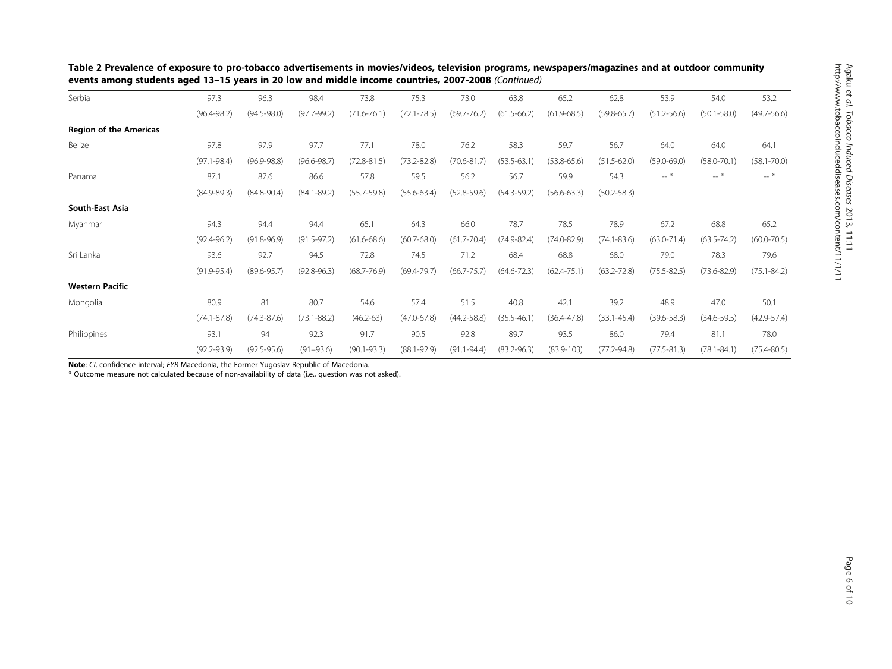**Table 2 Prevalence of exposure to pro-tobacco advertisements in movies/videos, television programs, newspapers/magazines and at outdoor community events among students aged 13–15 years in 20 low and middle income countries, 2007-2008** *(Continued)*

| | | | | | | | | | | | | |
|---|---|---|---|---|---|---|---|---|---|---|---|---|
| Serbia | 97.3 | 96.3 | 98.4 | 73.8 | 75.3 | 73.0 | 63.8 | 65.2 | 62.8 | 53.9 | 54.0 | 53.2 |
| | (96.4-98.2) | (94.5-98.0) | (97.7-99.2) | (71.6-76.1) | (72.1-78.5) | (69.7-76.2) | (61.5-66.2) | (61.9-68.5) | (59.8-65.7) | (51.2-56.6) | (50.1-58.0) | (49.7-56.6) |
| **Region of the Americas** | | | | | | | | | | | | |
| Belize | 97.8 | 97.9 | 97.7 | 77.1 | 78.0 | 76.2 | 58.3 | 59.7 | 56.7 | 64.0 | 64.0 | 64.1 |
| | (97.1-98.4) | (96.9-98.8) | (96.6-98.7) | (72.8-81.5) | (73.2-82.8) | (70.6-81.7) | (53.5-63.1) | (53.8-65.6) | (51.5-62.0) | (59.0-69.0) | (58.0-70.1) | (58.1-70.0) |
| Panama | 87.1 | 87.6 | 86.6 | 57.8 | 59.5 | 56.2 | 56.7 | 59.9 | 54.3 | -- * | -- * | -- * |
| | (84.9-89.3) | (84.8-90.4) | (84.1-89.2) | (55.7-59.8) | (55.6-63.4) | (52.8-59.6) | (54.3-59.2) | (56.6-63.3) | (50.2-58.3) | | | |
| **South-East Asia** | | | | | | | | | | | | |
| Myanmar | 94.3 | 94.4 | 94.4 | 65.1 | 64.3 | 66.0 | 78.7 | 78.5 | 78.9 | 67.2 | 68.8 | 65.2 |
| | (92.4-96.2) | (91.8-96.9) | (91.5-97.2) | (61.6-68.6) | (60.7-68.0) | (61.7-70.4) | (74.9-82.4) | (74.0-82.9) | (74.1-83.6) | (63.0-71.4) | (63.5-74.2) | (60.0-70.5) |
| Sri Lanka | 93.6 | 92.7 | 94.5 | 72.8 | 74.5 | 71.2 | 68.4 | 68.8 | 68.0 | 79.0 | 78.3 | 79.6 |
| | (91.9-95.4) | (89.6-95.7) | (92.8-96.3) | (68.7-76.9) | (69.4-79.7) | (66.7-75.7) | (64.6-72.3) | (62.4-75.1) | (63.2-72.8) | (75.5-82.5) | (73.6-82.9) | (75.1-84.2) |
| **Western Pacific** | | | | | | | | | | | | |
| Mongolia | 80.9 | 81 | 80.7 | 54.6 | 57.4 | 51.5 | 40.8 | 42.1 | 39.2 | 48.9 | 47.0 | 50.1 |
| | (74.1-87.8) | (74.3-87.6) | (73.1-88.2) | (46.2-63) | (47.0-67.8) | (44.2-58.8) | (35.5-46.1) | (36.4-47.8) | (33.1-45.4) | (39.6-58.3) | (34.6-59.5) | (42.9-57.4) |
| Philippines | 93.1 | 94 | 92.3 | 91.7 | 90.5 | 92.8 | 89.7 | 93.5 | 86.0 | 79.4 | 81.1 | 78.0 |
| | (92.2-93.9) | (92.5-95.6) | (91–93.6) | (90.1-93.3) | (88.1-92.9) | (91.1-94.4) | (83.2-96.3) | (83.9-103) | (77.2-94.8) | (77.5-81.3) | (78.1-84.1) | (75.4-80.5) |

**Note**: *CI*, confidence interval; *FYR* Macedonia, the Former Yugoslav Republic of Macedonia.

* Outcome measure not calculated because of non-availability of data (i.e., question was not asked).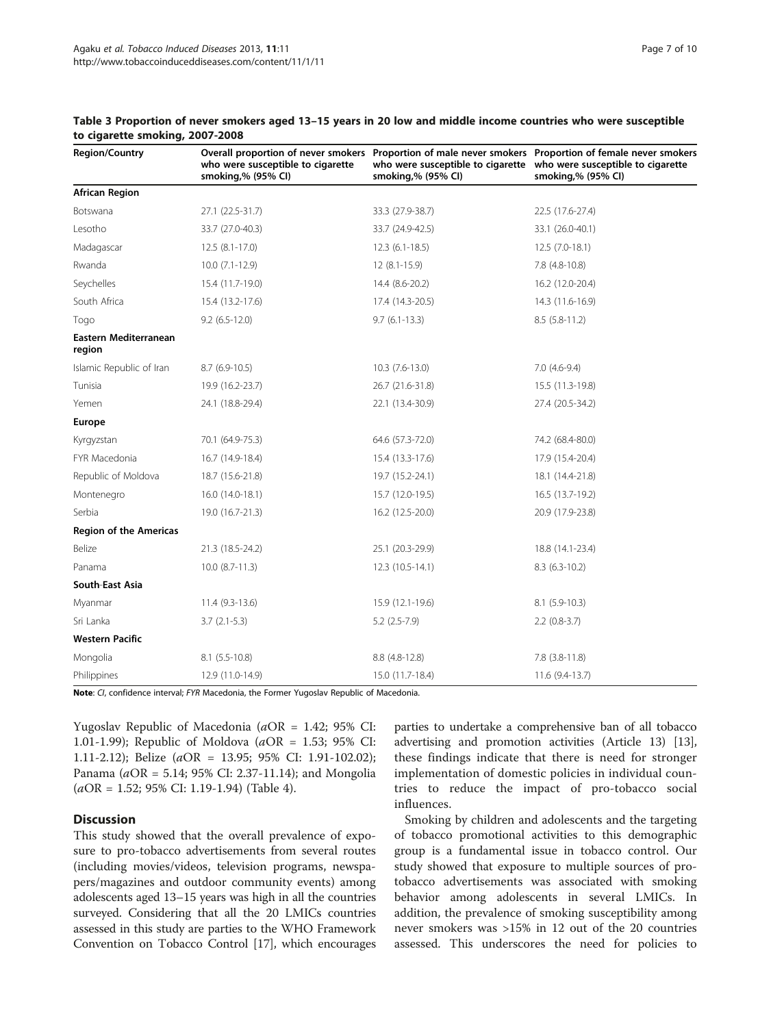**Table 3 Proportion of never smokers aged 13–15 years in 20 low and middle income countries who were susceptible to cigarette smoking, 2007-2008**

| Region/Country | Overall proportion of never smokers who were susceptible to cigarette smoking,% (95% CI) | Proportion of male never smokers who were susceptible to cigarette smoking,% (95% CI) | Proportion of female never smokers who were susceptible to cigarette smoking,% (95% CI) |
|---|---|---|---|
| **African Region** | | | |
| Botswana | 27.1 (22.5-31.7) | 33.3 (27.9-38.7) | 22.5 (17.6-27.4) |
| Lesotho | 33.7 (27.0-40.3) | 33.7 (24.9-42.5) | 33.1 (26.0-40.1) |
| Madagascar | 12.5 (8.1-17.0) | 12.3 (6.1-18.5) | 12.5 (7.0-18.1) |
| Rwanda | 10.0 (7.1-12.9) | 12 (8.1-15.9) | 7.8 (4.8-10.8) |
| Seychelles | 15.4 (11.7-19.0) | 14.4 (8.6-20.2) | 16.2 (12.0-20.4) |
| South Africa | 15.4 (13.2-17.6) | 17.4 (14.3-20.5) | 14.3 (11.6-16.9) |
| Togo | 9.2 (6.5-12.0) | 9.7 (6.1-13.3) | 8.5 (5.8-11.2) |
| **Eastern Mediterranean region** | | | |
| Islamic Republic of Iran | 8.7 (6.9-10.5) | 10.3 (7.6-13.0) | 7.0 (4.6-9.4) |
| Tunisia | 19.9 (16.2-23.7) | 26.7 (21.6-31.8) | 15.5 (11.3-19.8) |
| Yemen | 24.1 (18.8-29.4) | 22.1 (13.4-30.9) | 27.4 (20.5-34.2) |
| **Europe** | | | |
| Kyrgyzstan | 70.1 (64.9-75.3) | 64.6 (57.3-72.0) | 74.2 (68.4-80.0) |
| FYR Macedonia | 16.7 (14.9-18.4) | 15.4 (13.3-17.6) | 17.9 (15.4-20.4) |
| Republic of Moldova | 18.7 (15.6-21.8) | 19.7 (15.2-24.1) | 18.1 (14.4-21.8) |
| Montenegro | 16.0 (14.0-18.1) | 15.7 (12.0-19.5) | 16.5 (13.7-19.2) |
| Serbia | 19.0 (16.7-21.3) | 16.2 (12.5-20.0) | 20.9 (17.9-23.8) |
| **Region of the Americas** | | | |
| Belize | 21.3 (18.5-24.2) | 25.1 (20.3-29.9) | 18.8 (14.1-23.4) |
| Panama | 10.0 (8.7-11.3) | 12.3 (10.5-14.1) | 8.3 (6.3-10.2) |
| **South-East Asia** | | | |
| Myanmar | 11.4 (9.3-13.6) | 15.9 (12.1-19.6) | 8.1 (5.9-10.3) |
| Sri Lanka | 3.7 (2.1-5.3) | 5.2 (2.5-7.9) | 2.2 (0.8-3.7) |
| **Western Pacific** | | | |
| Mongolia | 8.1 (5.5-10.8) | 8.8 (4.8-12.8) | 7.8 (3.8-11.8) |
| Philippines | 12.9 (11.0-14.9) | 15.0 (11.7-18.4) | 11.6 (9.4-13.7) |

**Note**: *CI*, confidence interval; *FYR* Macedonia, the Former Yugoslav Republic of Macedonia.

Yugoslav Republic of Macedonia (*a*OR = 1.42; 95% CI: 1.01-1.99); Republic of Moldova (*a*OR = 1.53; 95% CI: 1.11-2.12); Belize (*a*OR = 13.95; 95% CI: 1.91-102.02); Panama (*a*OR = 5.14; 95% CI: 2.37-11.14); and Mongolia (*a*OR = 1.52; 95% CI: 1.19-1.94) (Table 4).

## Discussion

This study showed that the overall prevalence of exposure to pro-tobacco advertisements from several routes (including movies/videos, television programs, newspapers/magazines and outdoor community events) among adolescents aged 13–15 years was high in all the countries surveyed. Considering that all the 20 LMICs countries assessed in this study are parties to the WHO Framework Convention on Tobacco Control [17], which encourages parties to undertake a comprehensive ban of all tobacco advertising and promotion activities (Article 13) [13], these findings indicate that there is need for stronger implementation of domestic policies in individual countries to reduce the impact of pro-tobacco social influences.

Smoking by children and adolescents and the targeting of tobacco promotional activities to this demographic group is a fundamental issue in tobacco control. Our study showed that exposure to multiple sources of pro-tobacco advertisements was associated with smoking behavior among adolescents in several LMICs. In addition, the prevalence of smoking susceptibility among never smokers was >15% in 12 out of the 20 countries assessed. This underscores the need for policies to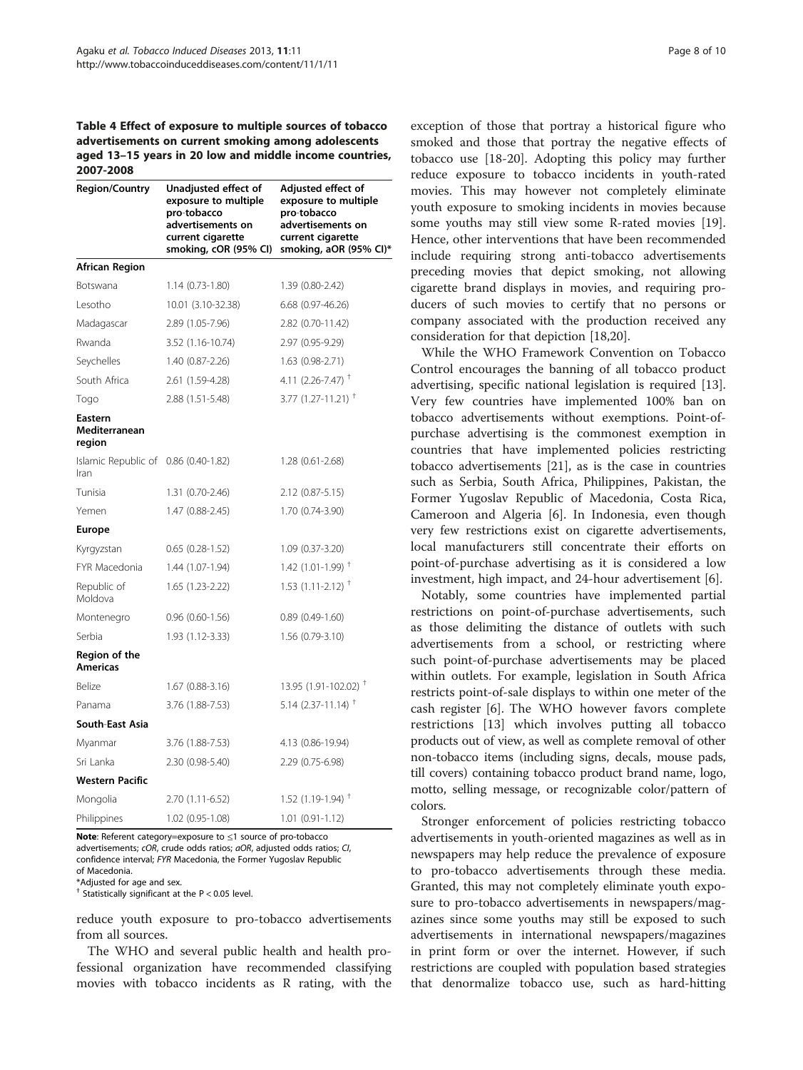**Table 4 Effect of exposure to multiple sources of tobacco advertisements on current smoking among adolescents aged 13–15 years in 20 low and middle income countries, 2007-2008**

| Region/Country | Unadjusted effect of exposure to multiple pro-tobacco advertisements on current cigarette smoking, cOR (95% CI) | Adjusted effect of exposure to multiple pro-tobacco advertisements on current cigarette smoking, aOR (95% CI)* |
|---|---|---|
| **African Region** | | |
| Botswana | 1.14 (0.73-1.80) | 1.39 (0.80-2.42) |
| Lesotho | 10.01 (3.10-32.38) | 6.68 (0.97-46.26) |
| Madagascar | 2.89 (1.05-7.96) | 2.82 (0.70-11.42) |
| Rwanda | 3.52 (1.16-10.74) | 2.97 (0.95-9.29) |
| Seychelles | 1.40 (0.87-2.26) | 1.63 (0.98-2.71) |
| South Africa | 2.61 (1.59-4.28) | 4.11 (2.26-7.47) † |
| Togo | 2.88 (1.51-5.48) | 3.77 (1.27-11.21) † |
| **Eastern Mediterranean region** | | |
| Islamic Republic of Iran | 0.86 (0.40-1.82) | 1.28 (0.61-2.68) |
| Tunisia | 1.31 (0.70-2.46) | 2.12 (0.87-5.15) |
| Yemen | 1.47 (0.88-2.45) | 1.70 (0.74-3.90) |
| **Europe** | | |
| Kyrgyzstan | 0.65 (0.28-1.52) | 1.09 (0.37-3.20) |
| FYR Macedonia | 1.44 (1.07-1.94) | 1.42 (1.01-1.99) † |
| Republic of Moldova | 1.65 (1.23-2.22) | 1.53 (1.11-2.12) † |
| Montenegro | 0.96 (0.60-1.56) | 0.89 (0.49-1.60) |
| Serbia | 1.93 (1.12-3.33) | 1.56 (0.79-3.10) |
| **Region of the Americas** | | |
| Belize | 1.67 (0.88-3.16) | 13.95 (1.91-102.02) † |
| Panama | 3.76 (1.88-7.53) | 5.14 (2.37-11.14) † |
| **South-East Asia** | | |
| Myanmar | 3.76 (1.88-7.53) | 4.13 (0.86-19.94) |
| Sri Lanka | 2.30 (0.98-5.40) | 2.29 (0.75-6.98) |
| **Western Pacific** | | |
| Mongolia | 2.70 (1.11-6.52) | 1.52 (1.19-1.94) † |
| Philippines | 1.02 (0.95-1.08) | 1.01 (0.91-1.12) |

**Note**: Referent category=exposure to ≤1 source of pro-tobacco advertisements; *cOR*, crude odds ratios; *aOR*, adjusted odds ratios; *CI*, confidence interval; *FYR* Macedonia, the Former Yugoslav Republic of Macedonia.
*Adjusted for age and sex.
† Statistically significant at the $P < 0.05$ level.

reduce youth exposure to pro-tobacco advertisements from all sources.

The WHO and several public health and health professional organization have recommended classifying movies with tobacco incidents as R rating, with the exception of those that portray a historical figure who smoked and those that portray the negative effects of tobacco use [18-20]. Adopting this policy may further reduce exposure to tobacco incidents in youth-rated movies. This may however not completely eliminate youth exposure to smoking incidents in movies because some youths may still view some R-rated movies [19]. Hence, other interventions that have been recommended include requiring strong anti-tobacco advertisements preceding movies that depict smoking, not allowing cigarette brand displays in movies, and requiring producers of such movies to certify that no persons or company associated with the production received any consideration for that depiction [18,20].

While the WHO Framework Convention on Tobacco Control encourages the banning of all tobacco product advertising, specific national legislation is required [13]. Very few countries have implemented 100% ban on tobacco advertisements without exemptions. Point-of-purchase advertising is the commonest exemption in countries that have implemented policies restricting tobacco advertisements [21], as is the case in countries such as Serbia, South Africa, Philippines, Pakistan, the Former Yugoslav Republic of Macedonia, Costa Rica, Cameroon and Algeria [6]. In Indonesia, even though very few restrictions exist on cigarette advertisements, local manufacturers still concentrate their efforts on point-of-purchase advertising as it is considered a low investment, high impact, and 24-hour advertisement [6].

Notably, some countries have implemented partial restrictions on point-of-purchase advertisements, such as those delimiting the distance of outlets with such advertisements from a school, or restricting where such point-of-purchase advertisements may be placed within outlets. For example, legislation in South Africa restricts point-of-sale displays to within one meter of the cash register [6]. The WHO however favors complete restrictions [13] which involves putting all tobacco products out of view, as well as complete removal of other non-tobacco items (including signs, decals, mouse pads, till covers) containing tobacco product brand name, logo, motto, selling message, or recognizable color/pattern of colors.

Stronger enforcement of policies restricting tobacco advertisements in youth-oriented magazines as well as in newspapers may help reduce the prevalence of exposure to pro-tobacco advertisements through these media. Granted, this may not completely eliminate youth exposure to pro-tobacco advertisements in newspapers/magazines since some youths may still be exposed to such advertisements in international newspapers/magazines in print form or over the internet. However, if such restrictions are coupled with population based strategies that denormalize tobacco use, such as hard-hitting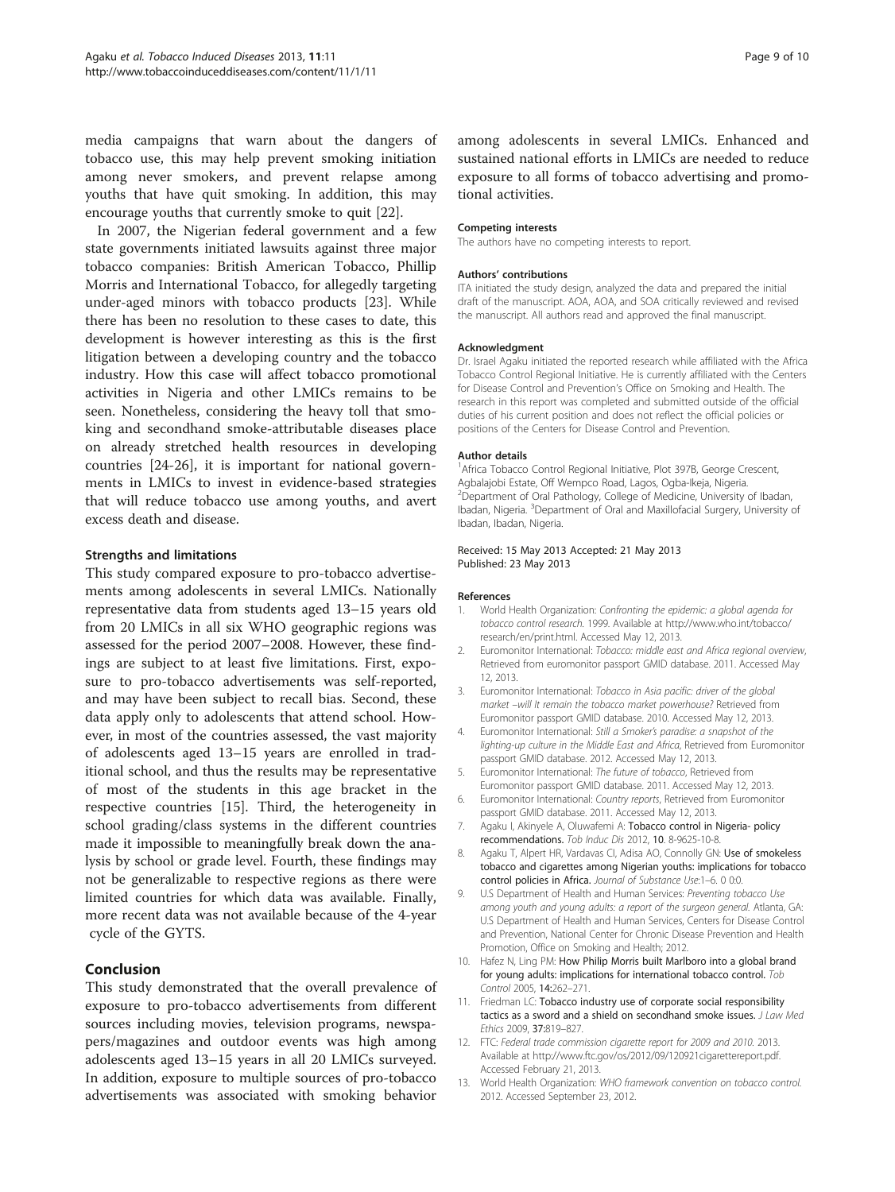media campaigns that warn about the dangers of tobacco use, this may help prevent smoking initiation among never smokers, and prevent relapse among youths that have quit smoking. In addition, this may encourage youths that currently smoke to quit [22].

In 2007, the Nigerian federal government and a few state governments initiated lawsuits against three major tobacco companies: British American Tobacco, Phillip Morris and International Tobacco, for allegedly targeting under-aged minors with tobacco products [23]. While there has been no resolution to these cases to date, this development is however interesting as this is the first litigation between a developing country and the tobacco industry. How this case will affect tobacco promotional activities in Nigeria and other LMICs remains to be seen. Nonetheless, considering the heavy toll that smoking and secondhand smoke-attributable diseases place on already stretched health resources in developing countries [24-26], it is important for national governments in LMICs to invest in evidence-based strategies that will reduce tobacco use among youths, and avert excess death and disease.

### Strengths and limitations

This study compared exposure to pro-tobacco advertisements among adolescents in several LMICs. Nationally representative data from students aged 13–15 years old from 20 LMICs in all six WHO geographic regions was assessed for the period 2007–2008. However, these findings are subject to at least five limitations. First, exposure to pro-tobacco advertisements was self-reported, and may have been subject to recall bias. Second, these data apply only to adolescents that attend school. However, in most of the countries assessed, the vast majority of adolescents aged 13–15 years are enrolled in traditional school, and thus the results may be representative of most of the students in this age bracket in the respective countries [15]. Third, the heterogeneity in school grading/class systems in the different countries made it impossible to meaningfully break down the analysis by school or grade level. Fourth, these findings may not be generalizable to respective regions as there were limited countries for which data was available. Finally, more recent data was not available because of the 4-year cycle of the GYTS.

## Conclusion

This study demonstrated that the overall prevalence of exposure to pro-tobacco advertisements from different sources including movies, television programs, newspapers/magazines and outdoor events was high among adolescents aged 13–15 years in all 20 LMICs surveyed. In addition, exposure to multiple sources of pro-tobacco advertisements was associated with smoking behavior among adolescents in several LMICs. Enhanced and sustained national efforts in LMICs are needed to reduce exposure to all forms of tobacco advertising and promotional activities.

#### Competing interests

The authors have no competing interests to report.

#### Authors' contributions

ITA initiated the study design, analyzed the data and prepared the initial draft of the manuscript. AOA, AOA, and SOA critically reviewed and revised the manuscript. All authors read and approved the final manuscript.

#### Acknowledgment

Dr. Israel Agaku initiated the reported research while affiliated with the Africa Tobacco Control Regional Initiative. He is currently affiliated with the Centers for Disease Control and Prevention's Office on Smoking and Health. The research in this report was completed and submitted outside of the official duties of his current position and does not reflect the official policies or positions of the Centers for Disease Control and Prevention.

#### Author details

[1]Africa Tobacco Control Regional Initiative, Plot 397B, George Crescent, Agbalajobi Estate, Off Wempco Road, Lagos, Ogba-Ikeja, Nigeria. [2]Department of Oral Pathology, College of Medicine, University of Ibadan, Ibadan, Nigeria. [3]Department of Oral and Maxillofacial Surgery, University of Ibadan, Ibadan, Nigeria.

Received: 15 May 2013 Accepted: 21 May 2013
Published: 23 May 2013

#### References

1. World Health Organization: *Confronting the epidemic: a global agenda for tobacco control research.* 1999. Available at http://www.who.int/tobacco/research/en/print.html. Accessed May 12, 2013.
2. Euromonitor International: *Tobacco: middle east and Africa regional overview*, Retrieved from euromonitor passport GMID database. 2011. Accessed May 12, 2013.
3. Euromonitor International: *Tobacco in Asia pacific: driver of the global market –will It remain the tobacco market powerhouse?* Retrieved from Euromonitor passport GMID database. 2010. Accessed May 12, 2013.
4. Euromonitor International: *Still a Smoker's paradise: a snapshot of the lighting-up culture in the Middle East and Africa*, Retrieved from Euromonitor passport GMID database. 2012. Accessed May 12, 2013.
5. Euromonitor International: *The future of tobacco*, Retrieved from Euromonitor passport GMID database. 2011. Accessed May 12, 2013.
6. Euromonitor International: *Country reports*, Retrieved from Euromonitor passport GMID database. 2011. Accessed May 12, 2013.
7. Agaku I, Akinyele A, Oluwafemi A: **Tobacco control in Nigeria- policy recommendations.** *Tob Induc Dis* 2012, **10**. 8-9625-10-8.
8. Agaku T, Alpert HR, Vardavas CI, Adisa AO, Connolly GN: **Use of smokeless tobacco and cigarettes among Nigerian youths: implications for tobacco control policies in Africa.** *Journal of Substance Use*:1–6. 0 0:0.
9. U.S Department of Health and Human Services: *Preventing tobacco Use among youth and young adults: a report of the surgeon general.* Atlanta, GA: U.S Department of Health and Human Services, Centers for Disease Control and Prevention, National Center for Chronic Disease Prevention and Health Promotion, Office on Smoking and Health; 2012.
10. Hafez N, Ling PM: **How Philip Morris built Marlboro into a global brand for young adults: implications for international tobacco control.** *Tob Control* 2005, **14**:262–271.
11. Friedman LC: **Tobacco industry use of corporate social responsibility tactics as a sword and a shield on secondhand smoke issues.** *J Law Med Ethics* 2009, **37**:819–827.
12. FTC: *Federal trade commission cigarette report for 2009 and 2010.* 2013. Available at http://www.ftc.gov/os/2012/09/120921cigarettereport.pdf. Accessed February 21, 2013.
13. World Health Organization: *WHO framework convention on tobacco control.* 2012. Accessed September 23, 2012.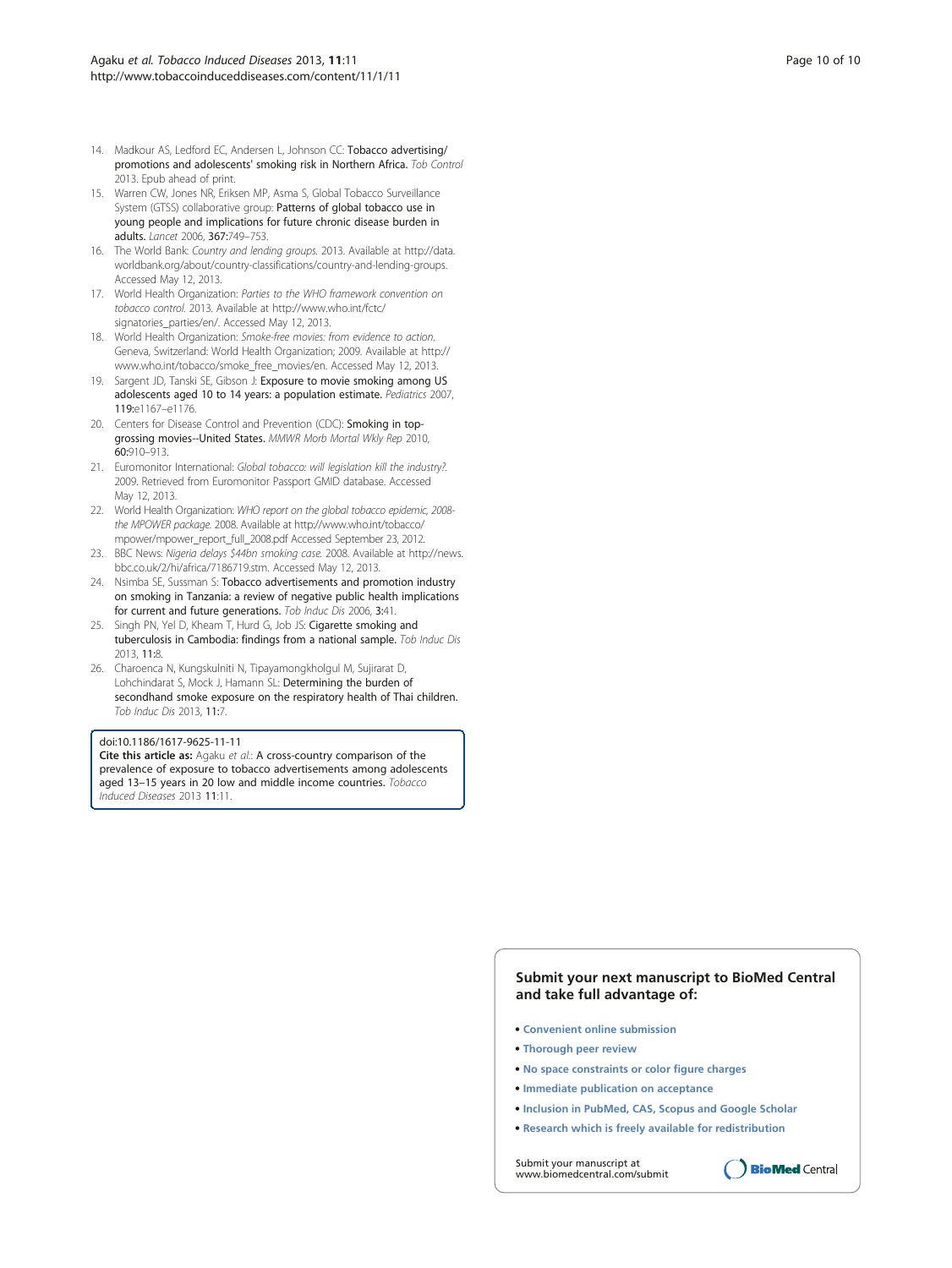14. Madkour AS, Ledford EC, Andersen L, Johnson CC: **Tobacco advertising/ promotions and adolescents' smoking risk in Northern Africa.** *Tob Control* 2013. Epub ahead of print.
15. Warren CW, Jones NR, Eriksen MP, Asma S, Global Tobacco Surveillance System (GTSS) collaborative group: **Patterns of global tobacco use in young people and implications for future chronic disease burden in adults.** *Lancet* 2006, **367:**749–753.
16. The World Bank: *Country and lending groups.* 2013. Available at http://data.worldbank.org/about/country-classifications/country-and-lending-groups. Accessed May 12, 2013.
17. World Health Organization: *Parties to the WHO framework convention on tobacco control.* 2013. Available at http://www.who.int/fctc/signatories_parties/en/. Accessed May 12, 2013.
18. World Health Organization: *Smoke-free movies: from evidence to action.* Geneva, Switzerland: World Health Organization; 2009. Available at http://www.who.int/tobacco/smoke_free_movies/en. Accessed May 12, 2013.
19. Sargent JD, Tanski SE, Gibson J: **Exposure to movie smoking among US adolescents aged 10 to 14 years: a population estimate.** *Pediatrics* 2007, **119:**e1167–e1176.
20. Centers for Disease Control and Prevention (CDC): **Smoking in top-grossing movies--United States.** *MMWR Morb Mortal Wkly Rep* 2010, **60:**910–913.
21. Euromonitor International: *Global tobacco: will legislation kill the industry?.* 2009. Retrieved from Euromonitor Passport GMID database. Accessed May 12, 2013.
22. World Health Organization: *WHO report on the global tobacco epidemic, 2008-the MPOWER package.* 2008. Available at http://www.who.int/tobacco/mpower/mpower_report_full_2008.pdf Accessed September 23, 2012.
23. BBC News: *Nigeria delays $44bn smoking case.* 2008. Available at http://news.bbc.co.uk/2/hi/africa/7186719.stm. Accessed May 12, 2013.
24. Nsimba SE, Sussman S: **Tobacco advertisements and promotion industry on smoking in Tanzania: a review of negative public health implications for current and future generations.** *Tob Induc Dis* 2006, **3:**41.
25. Singh PN, Yel D, Kheam T, Hurd G, Job JS: **Cigarette smoking and tuberculosis in Cambodia: findings from a national sample.** *Tob Induc Dis* 2013, **11:**8.
26. Charoenca N, Kungskulniti N, Tipayamongkholgul M, Sujirarat D, Lohchindarat S, Mock J, Hamann SL: **Determining the burden of secondhand smoke exposure on the respiratory health of Thai children.** *Tob Induc Dis* 2013, **11:**7.

doi:10.1186/1617-9625-11-11
**Cite this article as:** Agaku *et al.*: A cross-country comparison of the prevalence of exposure to tobacco advertisements among adolescents aged 13–15 years in 20 low and middle income countries. *Tobacco Induced Diseases* 2013 **11**:11.

**Submit your next manuscript to BioMed Central and take full advantage of:**

- **Convenient online submission**
- **Thorough peer review**
- **No space constraints or color figure charges**
- **Immediate publication on acceptance**
- **Inclusion in PubMed, CAS, Scopus and Google Scholar**
- **Research which is freely available for redistribution**

Submit your manuscript at
www.biomedcentral.com/submit

BioMed Central